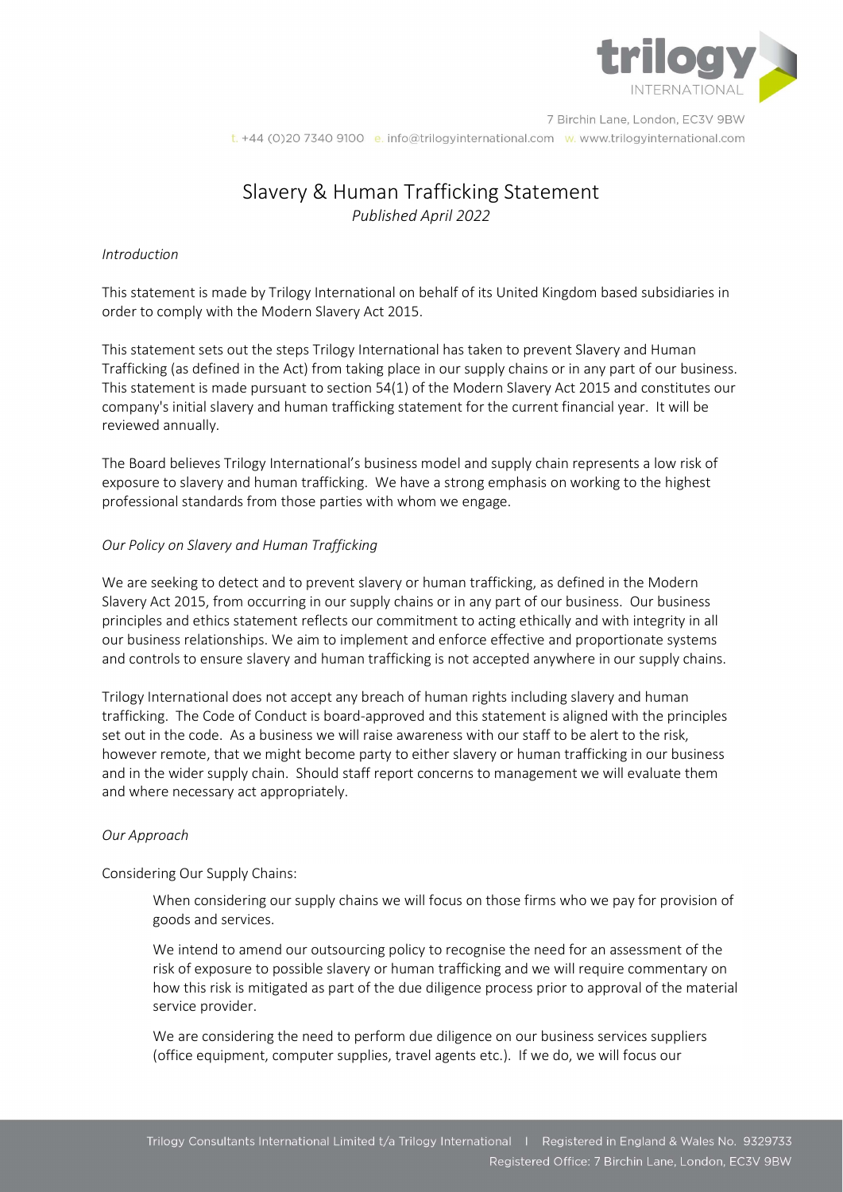# Slavery & Human Trafficking Statement

*Published April 2022*

*Introduction*

This statement is made by Trilogy International on behalf of its United Kingdom based subsidiaries in order to comply with the Modern Slavery Act 2015.

This statement sets out the steps Trilogy International has taken to prevent Slavery and Human Trafficking (as defined in the Act) from taking place in our supply chains or in any part of our business. This statement is made pursuant to section 54(1) of the Modern Slavery Act 2015 and constitutes our company's initial slavery and human trafficking statement for the current financial year. It will be reviewed annually.

The Board believes Trilogy International's business model and supply chain represents a low risk of exposure to slavery and human trafficking. We have a strong emphasis on working to the highest professional standards from those parties with whom we engage.

*Our Policy on Slavery and Human Trafficking*

We are seeking to detect and to prevent slavery or human trafficking, as defined in the Modern Slavery Act 2015, from occurring in our supply chains or in any part of our business. Our business principles and ethics statement reflects our commitment to acting ethically and with integrity in all our business relationships. We aim to implement and enforce effective and proportionate systems and controls to ensure slavery and human trafficking is not accepted anywhere in our supply chains.

Trilogy International does not accept any breach of human rights including slavery and human trafficking. The Code of Conduct is board-approved and this statement is aligned with the principles set out in the code. As a business we will raise awareness with our staff to be alert to the risk, however remote, that we might become party to either slavery or human trafficking in our business and in the wider supply chain. Should staff report concerns to management we will evaluate them and where necessary act appropriately.

*Our Approach*

Considering Our Supply Chains:

> When considering our supply chains we will focus on those firms who we pay for provision of goods and services.
>
> We intend to amend our outsourcing policy to recognise the need for an assessment of the risk of exposure to possible slavery or human trafficking and we will require commentary on how this risk is mitigated as part of the due diligence process prior to approval of the material service provider.
>
> We are considering the need to perform due diligence on our business services suppliers (office equipment, computer supplies, travel agents etc.). If we do, we will focus our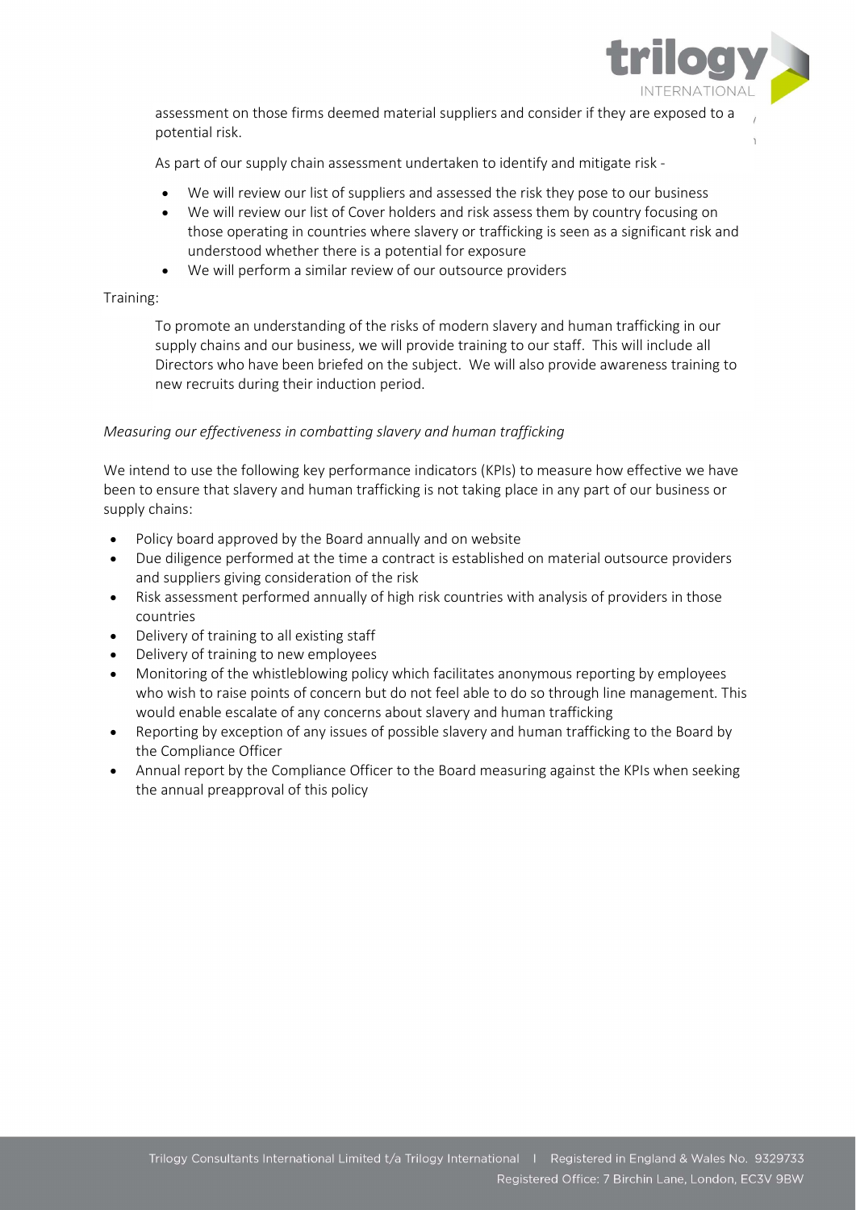assessment on those firms deemed material suppliers and consider if they are exposed to a potential risk.

As part of our supply chain assessment undertaken to identify and mitigate risk -

- We will review our list of suppliers and assessed the risk they pose to our business
- We will review our list of Cover holders and risk assess them by country focusing on those operating in countries where slavery or trafficking is seen as a significant risk and understood whether there is a potential for exposure
- We will perform a similar review of our outsource providers

Training:

To promote an understanding of the risks of modern slavery and human trafficking in our supply chains and our business, we will provide training to our staff. This will include all Directors who have been briefed on the subject. We will also provide awareness training to new recruits during their induction period.

*Measuring our effectiveness in combatting slavery and human trafficking*

We intend to use the following key performance indicators (KPIs) to measure how effective we have been to ensure that slavery and human trafficking is not taking place in any part of our business or supply chains:

- Policy board approved by the Board annually and on website
- Due diligence performed at the time a contract is established on material outsource providers and suppliers giving consideration of the risk
- Risk assessment performed annually of high risk countries with analysis of providers in those countries
- Delivery of training to all existing staff
- Delivery of training to new employees
- Monitoring of the whistleblowing policy which facilitates anonymous reporting by employees who wish to raise points of concern but do not feel able to do so through line management. This would enable escalate of any concerns about slavery and human trafficking
- Reporting by exception of any issues of possible slavery and human trafficking to the Board by the Compliance Officer
- Annual report by the Compliance Officer to the Board measuring against the KPIs when seeking the annual preapproval of this policy